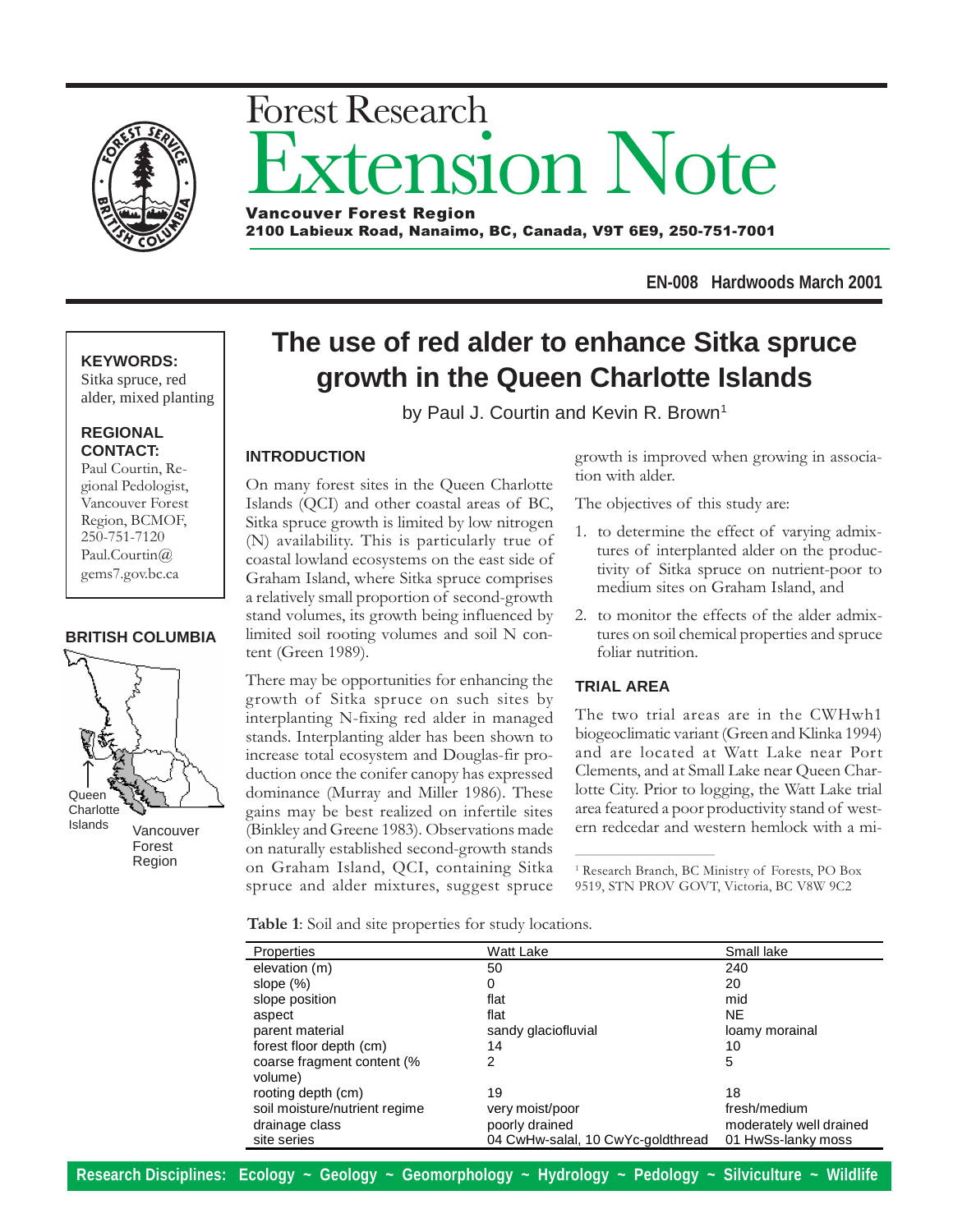Forest Research

# Extension Note

**Vancouver Forest Region**
**2100 Labieux Road, Nanaimo, BC, Canada, V9T 6E9, 250-751-7001**

**EN-008 Hardwoods March 2001**

**KEYWORDS:** Sitka spruce, red alder, mixed planting

**REGIONAL CONTACT:** Paul Courtin, Regional Pedologist, Vancouver Forest Region, BCMOF, 250-751-7120 Paul.Courtin@gems7.gov.bc.ca

**BRITISH COLUMBIA**

Queen Charlotte Islands

Vancouver Forest Region

# The use of red alder to enhance Sitka spruce growth in the Queen Charlotte Islands

by Paul J. Courtin and Kevin R. Brown[1]

## INTRODUCTION

On many forest sites in the Queen Charlotte Islands (QCI) and other coastal areas of BC, Sitka spruce growth is limited by low nitrogen (N) availability. This is particularly true of coastal lowland ecosystems on the east side of Graham Island, where Sitka spruce comprises a relatively small proportion of second-growth stand volumes, its growth being influenced by limited soil rooting volumes and soil N content (Green 1989).

There may be opportunities for enhancing the growth of Sitka spruce on such sites by interplanting N-fixing red alder in managed stands. Interplanting alder has been shown to increase total ecosystem and Douglas-fir production once the conifer canopy has expressed dominance (Murray and Miller 1986). These gains may be best realized on infertile sites (Binkley and Greene 1983). Observations made on naturally established second-growth stands on Graham Island, QCI, containing Sitka spruce and alder mixtures, suggest spruce growth is improved when growing in association with alder.

The objectives of this study are:

1. to determine the effect of varying admixtures of interplanted alder on the productivity of Sitka spruce on nutrient-poor to medium sites on Graham Island, and
2. to monitor the effects of the alder admixtures on soil chemical properties and spruce foliar nutrition.

## TRIAL AREA

The two trial areas are in the CWHwh1 biogeoclimatic variant (Green and Klinka 1994) and are located at Watt Lake near Port Clements, and at Small Lake near Queen Charlotte City. Prior to logging, the Watt Lake trial area featured a poor productivity stand of western redcedar and western hemlock with a mi-

[1] Research Branch, BC Ministry of Forests, PO Box 9519, STN PROV GOVT, Victoria, BC V8W 9C2

**Table 1**: Soil and site properties for study locations.

| Properties | Watt Lake | Small lake |
|---|---|---|
| elevation (m) | 50 | 240 |
| slope (%) | 0 | 20 |
| slope position | flat | mid |
| aspect | flat | NE |
| parent material | sandy glaciofluvial | loamy morainal |
| forest floor depth (cm) | 14 | 10 |
| coarse fragment content (% volume) | 2 | 5 |
| rooting depth (cm) | 19 | 18 |
| soil moisture/nutrient regime | very moist/poor | fresh/medium |
| drainage class | poorly drained | moderately well drained |
| site series | 04 CwHw-salal, 10 CwYc-goldthread | 01 HwSs-lanky moss |

**Research Disciplines: Ecology ~ Geology ~ Geomorphology ~ Hydrology ~ Pedology ~ Silviculture ~ Wildlife**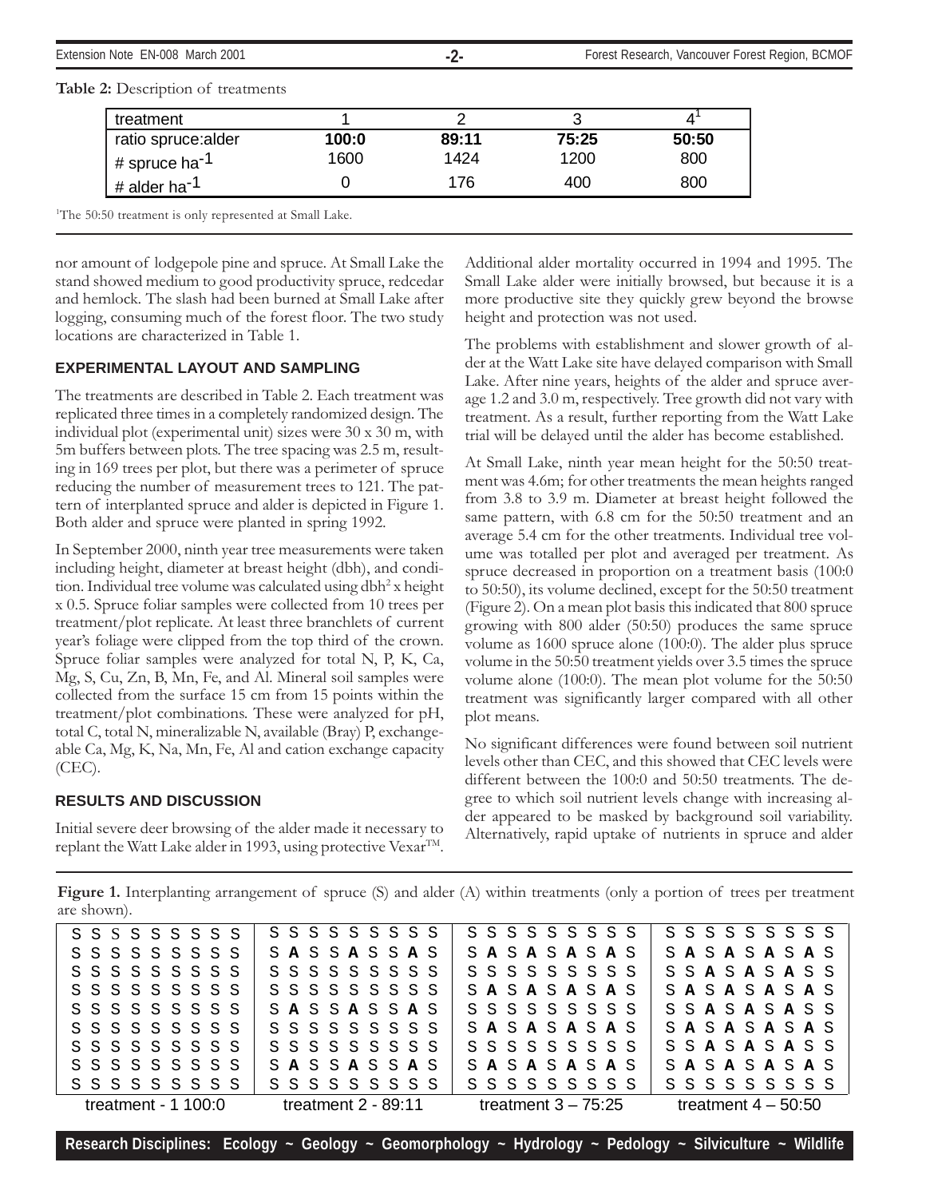**Table 2:** Description of treatments

| treatment | 1 | 2 | 3 | 4[1] |
|---|---|---|---|---|
| ratio spruce:alder | **100:0** | **89:11** | **75:25** | **50:50** |
| # spruce $ha^{-1}$ | 1600 | 1424 | 1200 | 800 |
| # alder $ha^{-1}$ | 0 | 176 | 400 | 800 |

[1]The 50:50 treatment is only represented at Small Lake.

nor amount of lodgepole pine and spruce. At Small Lake the stand showed medium to good productivity spruce, redcedar and hemlock. The slash had been burned at Small Lake after logging, consuming much of the forest floor. The two study locations are characterized in Table 1.

### EXPERIMENTAL LAYOUT AND SAMPLING

The treatments are described in Table 2. Each treatment was replicated three times in a completely randomized design. The individual plot (experimental unit) sizes were 30 x 30 m, with 5m buffers between plots. The tree spacing was 2.5 m, resulting in 169 trees per plot, but there was a perimeter of spruce reducing the number of measurement trees to 121. The pattern of interplanted spruce and alder is depicted in Figure 1. Both alder and spruce were planted in spring 1992.

In September 2000, ninth year tree measurements were taken including height, diameter at breast height (dbh), and condition. Individual tree volume was calculated using $dbh^2$ x height x 0.5. Spruce foliar samples were collected from 10 trees per treatment/plot replicate. At least three branchlets of current year's foliage were clipped from the top third of the crown. Spruce foliar samples were analyzed for total N, P, K, Ca, Mg, S, Cu, Zn, B, Mn, Fe, and Al. Mineral soil samples were collected from the surface 15 cm from 15 points within the treatment/plot combinations. These were analyzed for pH, total C, total N, mineralizable N, available (Bray) P, exchangeable Ca, Mg, K, Na, Mn, Fe, Al and cation exchange capacity (CEC).

### RESULTS AND DISCUSSION

Initial severe deer browsing of the alder made it necessary to replant the Watt Lake alder in 1993, using protective Vexar™. Additional alder mortality occurred in 1994 and 1995. The Small Lake alder were initially browsed, but because it is a more productive site they quickly grew beyond the browse height and protection was not used.

The problems with establishment and slower growth of alder at the Watt Lake site have delayed comparison with Small Lake. After nine years, heights of the alder and spruce average 1.2 and 3.0 m, respectively. Tree growth did not vary with treatment. As a result, further reporting from the Watt Lake trial will be delayed until the alder has become established.

At Small Lake, ninth year mean height for the 50:50 treatment was 4.6m; for other treatments the mean heights ranged from 3.8 to 3.9 m. Diameter at breast height followed the same pattern, with 6.8 cm for the 50:50 treatment and an average 5.4 cm for the other treatments. Individual tree volume was totalled per plot and averaged per treatment. As spruce decreased in proportion on a treatment basis (100:0 to 50:50), its volume declined, except for the 50:50 treatment (Figure 2). On a mean plot basis this indicated that 800 spruce growing with 800 alder (50:50) produces the same spruce volume as 1600 spruce alone (100:0). The alder plus spruce volume in the 50:50 treatment yields over 3.5 times the spruce volume alone (100:0). The mean plot volume for the 50:50 treatment was significantly larger compared with all other plot means.

No significant differences were found between soil nutrient levels other than CEC, and this showed that CEC levels were different between the 100:0 and 50:50 treatments. The degree to which soil nutrient levels change with increasing alder appeared to be masked by background soil variability. Alternatively, rapid uptake of nutrients in spruce and alder

**Figure 1.** Interplanting arrangement of spruce (S) and alder (A) within treatments (only a portion of trees per treatment are shown).

```
S S S S S S S S S   S S S S S S S S S   S S S S S S S S S   S S S S S S S S S
S S S S S S S S S   S A S S A S S A S   S A S A S A S A S   S A S A S A S A S
S S S S S S S S S   S S S S S S S S S   S S S S S S S S S   S S A S A S A S S
S S S S S S S S S   S S S S S S S S S   S A S A S A S A S   S A S A S A S A S
S S S S S S S S S   S A S S A S S A S   S S S S S S S S S   S S A S A S A S S
S S S S S S S S S   S S S S S S S S S   S A S A S A S A S   S A S A S A S A S
S S S S S S S S S   S S S S S S S S S   S S S S S S S S S   S S A S A S A S S
S S S S S S S S S   S A S S A S S A S   S A S A S A S A S   S A S A S A S A S
S S S S S S S S S   S S S S S S S S S   S S S S S S S S S   S S S S S S S S S
treatment - 1 100:0 treatment 2 - 89:11 treatment 3 – 75:25 treatment 4 – 50:50
```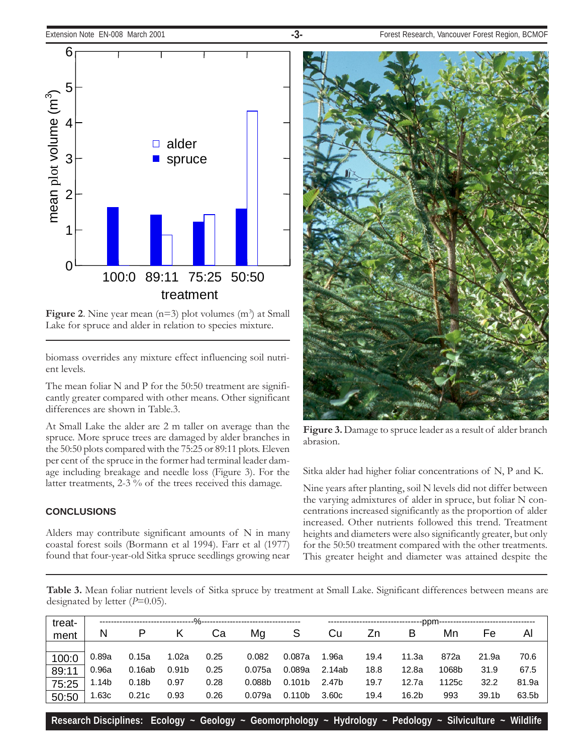**Figure 2**. Nine year mean (n=3) plot volumes ($m^3$) at Small Lake for spruce and alder in relation to species mixture.

biomass overrides any mixture effect influencing soil nutrient levels.

The mean foliar N and P for the 50:50 treatment are significantly greater compared with other means. Other significant differences are shown in Table.3.

At Small Lake the alder are 2 m taller on average than the spruce. More spruce trees are damaged by alder branches in the 50:50 plots compared with the 75:25 or 89:11 plots. Eleven per cent of the spruce in the former had terminal leader damage including breakage and needle loss (Figure 3). For the latter treatments, 2-3 % of the trees received this damage.

**Figure 3.** Damage to spruce leader as a result of alder branch abrasion.

Sitka alder had higher foliar concentrations of N, P and K.

## CONCLUSIONS

Nine years after planting, soil N levels did not differ between the varying admixtures of alder in spruce, but foliar N concentrations increased significantly as the proportion of alder increased. Other nutrients followed this trend. Treatment heights and diameters were also significantly greater, but only for the 50:50 treatment compared with the other treatments. This greater height and diameter was attained despite the

Alders may contribute significant amounts of N in many coastal forest soils (Bormann et al 1994). Farr et al (1977) found that four-year-old Sitka spruce seedlings growing near

**Table 3.** Mean foliar nutrient levels of Sitka spruce by treatment at Small Lake. Significant differences between means are designated by letter (*P*=0.05).

| treatment | % | | | | | | ppm | | | | | |
|---|---|---|---|---|---|---|---|---|---|---|---|---|
| | N | P | K | Ca | Mg | S | Cu | Zn | B | Mn | Fe | Al |
| 100:0 | 0.89a | 0.15a | 1.02a | 0.25 | 0.082 | 0.087a | 1.96a | 19.4 | 11.3a | 872a | 21.9a | 70.6 |
| 89:11 | 0.96a | 0.16ab | 0.91b | 0.25 | 0.075a | 0.089a | 2.14ab | 18.8 | 12.8a | 1068b | 31.9 | 67.5 |
| 75:25 | 1.14b | 0.18b | 0.97 | 0.28 | 0.088b | 0.101b | 2.47b | 19.7 | 12.7a | 1125c | 32.2 | 81.9a |
| 50:50 | 1.63c | 0.21c | 0.93 | 0.26 | 0.079a | 0.110b | 3.60c | 19.4 | 16.2b | 993 | 39.1b | 63.5b |

Research Disciplines: Ecology ~ Geology ~ Geomorphology ~ Hydrology ~ Pedology ~ Silviculture ~ Wildlife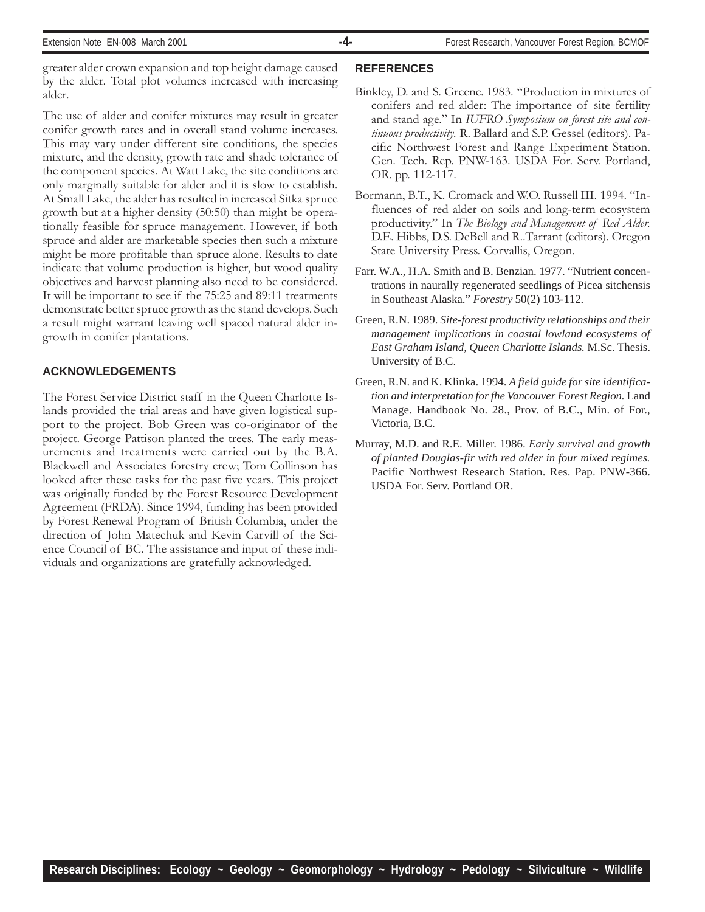greater alder crown expansion and top height damage caused by the alder. Total plot volumes increased with increasing alder.

The use of alder and conifer mixtures may result in greater conifer growth rates and in overall stand volume increases. This may vary under different site conditions, the species mixture, and the density, growth rate and shade tolerance of the component species. At Watt Lake, the site conditions are only marginally suitable for alder and it is slow to establish. At Small Lake, the alder has resulted in increased Sitka spruce growth but at a higher density (50:50) than might be operationally feasible for spruce management. However, if both spruce and alder are marketable species then such a mixture might be more profitable than spruce alone. Results to date indicate that volume production is higher, but wood quality objectives and harvest planning also need to be considered. It will be important to see if the 75:25 and 89:11 treatments demonstrate better spruce growth as the stand develops. Such a result might warrant leaving well spaced natural alder ingrowth in conifer plantations.

## ACKNOWLEDGEMENTS

The Forest Service District staff in the Queen Charlotte Islands provided the trial areas and have given logistical support to the project. Bob Green was co-originator of the project. George Pattison planted the trees. The early measurements and treatments were carried out by the B.A. Blackwell and Associates forestry crew; Tom Collinson has looked after these tasks for the past five years. This project was originally funded by the Forest Resource Development Agreement (FRDA). Since 1994, funding has been provided by Forest Renewal Program of British Columbia, under the direction of John Matechuk and Kevin Carvill of the Science Council of BC. The assistance and input of these individuals and organizations are gratefully acknowledged.

## REFERENCES

Binkley, D. and S. Greene. 1983. "Production in mixtures of conifers and red alder: The importance of site fertility and stand age." In *IUFRO Symposium on forest site and continuous productivity.* R. Ballard and S.P. Gessel (editors). Pacific Northwest Forest and Range Experiment Station. Gen. Tech. Rep. PNW-163. USDA For. Serv. Portland, OR. pp. 112-117.

Bormann, B.T., K. Cromack and W.O. Russell III. 1994. "Influences of red alder on soils and long-term ecosystem productivity." In *The Biology and Management of Red Alder.* D.E. Hibbs, D.S. DeBell and R..Tarrant (editors). Oregon State University Press. Corvallis, Oregon.

Farr. W.A., H.A. Smith and B. Benzian. 1977. "Nutrient concentrations in naurally regenerated seedlings of Picea sitchensis in Southeast Alaska." *Forestry* 50(2) 103-112.

Green, R.N. 1989. *Site-forest productivity relationships and their management implications in coastal lowland ecosystems of East Graham Island, Queen Charlotte Islands.* M.Sc. Thesis. University of B.C.

Green, R.N. and K. Klinka. 1994. *A field guide for site identification and interpretation for fhe Vancouver Forest Region.* Land Manage. Handbook No. 28., Prov. of B.C., Min. of For., Victoria, B.C.

Murray, M.D. and R.E. Miller. 1986. *Early survival and growth of planted Douglas-fir with red alder in four mixed regimes.* Pacific Northwest Research Station. Res. Pap. PNW-366. USDA For. Serv. Portland OR.